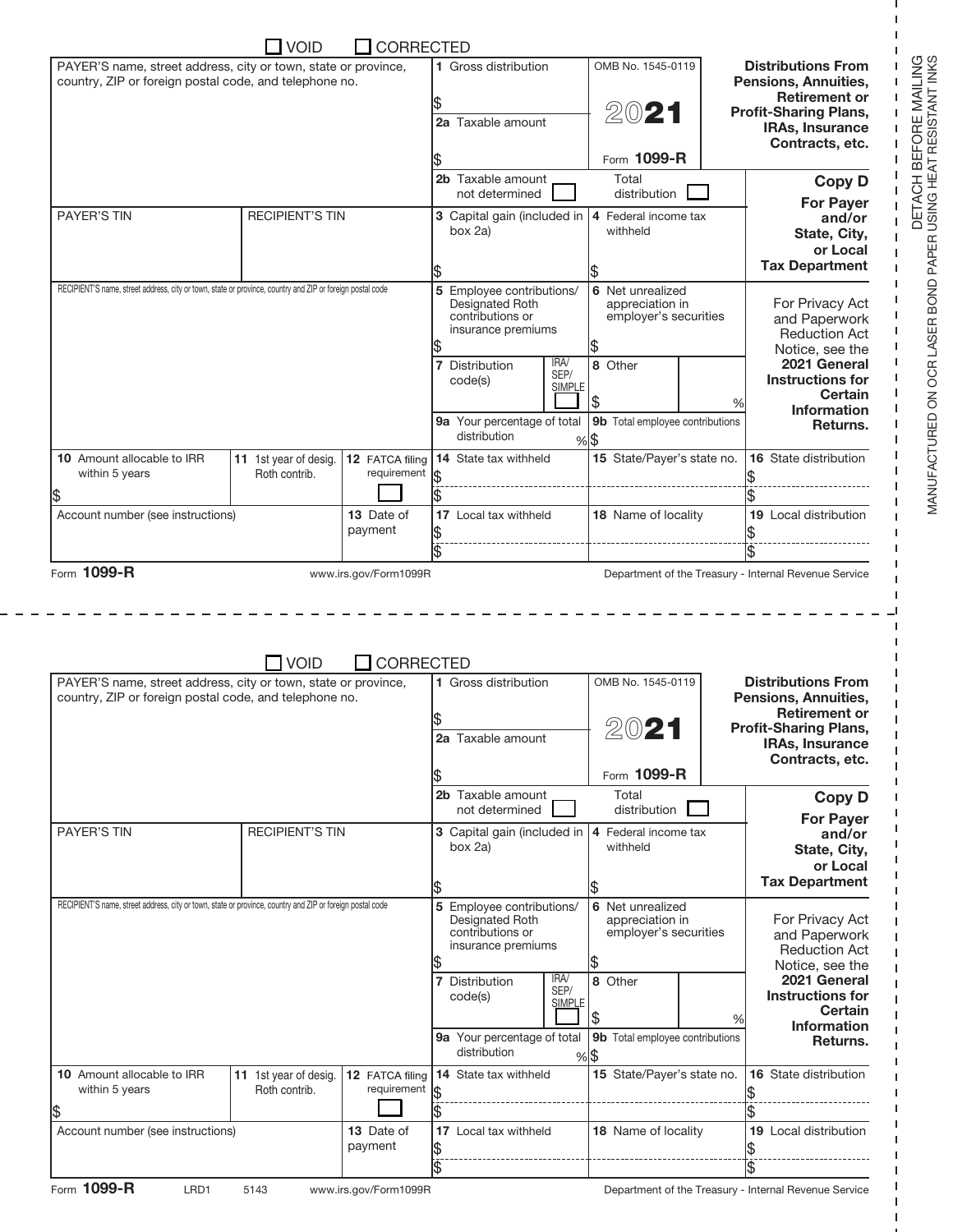☐ VOID ☐ CORRECTED

| PAYER'S name, street address, city or town, state or province, country, ZIP or foreign postal code, and telephone no. | | | 1 Gross distribution<br>$ | OMB No. 1545-0119<br>2021<br>Form **1099-R** | **Distributions From Pensions, Annuities, Retirement or Profit-Sharing Plans, IRAs, Insurance Contracts, etc.** |
|---|---|---|---|---|---|
| | | | 2a Taxable amount<br>$ | | |
| | | | 2b Taxable amount not determined ☐ | Total distribution ☐ | **Copy D**<br>**For Payer and/or State, City, or Local Tax Department** |
| PAYER'S TIN | RECIPIENT'S TIN | | 3 Capital gain (included in box 2a)<br>$ | 4 Federal income tax withheld<br>$ | |
| RECIPIENT'S name, street address, city or town, state or province, country and ZIP or foreign postal code | | | 5 Employee contributions/ Designated Roth contributions or insurance premiums<br>$ | 6 Net unrealized appreciation in employer's securities<br>$ | For Privacy Act and Paperwork Reduction Act Notice, see the **2021 General Instructions for Certain Information Returns.** |
| | | | 7 Distribution code(s) IRA/ SEP/ SIMPLE ☐ | 8 Other $ % | |
| | | | 9a Your percentage of total distribution % | 9b Total employee contributions $ | |
| 10 Amount allocable to IRR within 5 years<br>$ | 11 1st year of desig. Roth contrib. | 12 FATCA filing requirement ☐ | 14 State tax withheld<br>$<br>$ | 15 State/Payer's state no. | 16 State distribution<br>$<br>$ |
| Account number (see instructions) | | 13 Date of payment | 17 Local tax withheld<br>$<br>$ | 18 Name of locality | 19 Local distribution<br>$<br>$ |

Form **1099-R** www.irs.gov/Form1099R Department of the Treasury - Internal Revenue Service

DETACH BEFORE MAILING
MANUFACTURED ON OCR LASER BOND PAPER USING HEAT RESISTANT INKS

☐ VOID ☐ CORRECTED

| PAYER'S name, street address, city or town, state or province, country, ZIP or foreign postal code, and telephone no. | | | 1 Gross distribution<br>$ | OMB No. 1545-0119<br>2021<br>Form **1099-R** | **Distributions From Pensions, Annuities, Retirement or Profit-Sharing Plans, IRAs, Insurance Contracts, etc.** |
|---|---|---|---|---|---|
| | | | 2a Taxable amount<br>$ | | |
| | | | 2b Taxable amount not determined ☐ | Total distribution ☐ | **Copy D**<br>**For Payer and/or State, City, or Local Tax Department** |
| PAYER'S TIN | RECIPIENT'S TIN | | 3 Capital gain (included in box 2a)<br>$ | 4 Federal income tax withheld<br>$ | |
| RECIPIENT'S name, street address, city or town, state or province, country and ZIP or foreign postal code | | | 5 Employee contributions/ Designated Roth contributions or insurance premiums<br>$ | 6 Net unrealized appreciation in employer's securities<br>$ | For Privacy Act and Paperwork Reduction Act Notice, see the **2021 General Instructions for Certain Information Returns.** |
| | | | 7 Distribution code(s) IRA/ SEP/ SIMPLE ☐ | 8 Other $ % | |
| | | | 9a Your percentage of total distribution % | 9b Total employee contributions $ | |
| 10 Amount allocable to IRR within 5 years<br>$ | 11 1st year of desig. Roth contrib. | 12 FATCA filing requirement ☐ | 14 State tax withheld<br>$<br>$ | 15 State/Payer's state no. | 16 State distribution<br>$<br>$ |
| Account number (see instructions) | | 13 Date of payment | 17 Local tax withheld<br>$<br>$ | 18 Name of locality | 19 Local distribution<br>$<br>$ |

Form **1099-R** LRD1 5143 www.irs.gov/Form1099R Department of the Treasury - Internal Revenue Service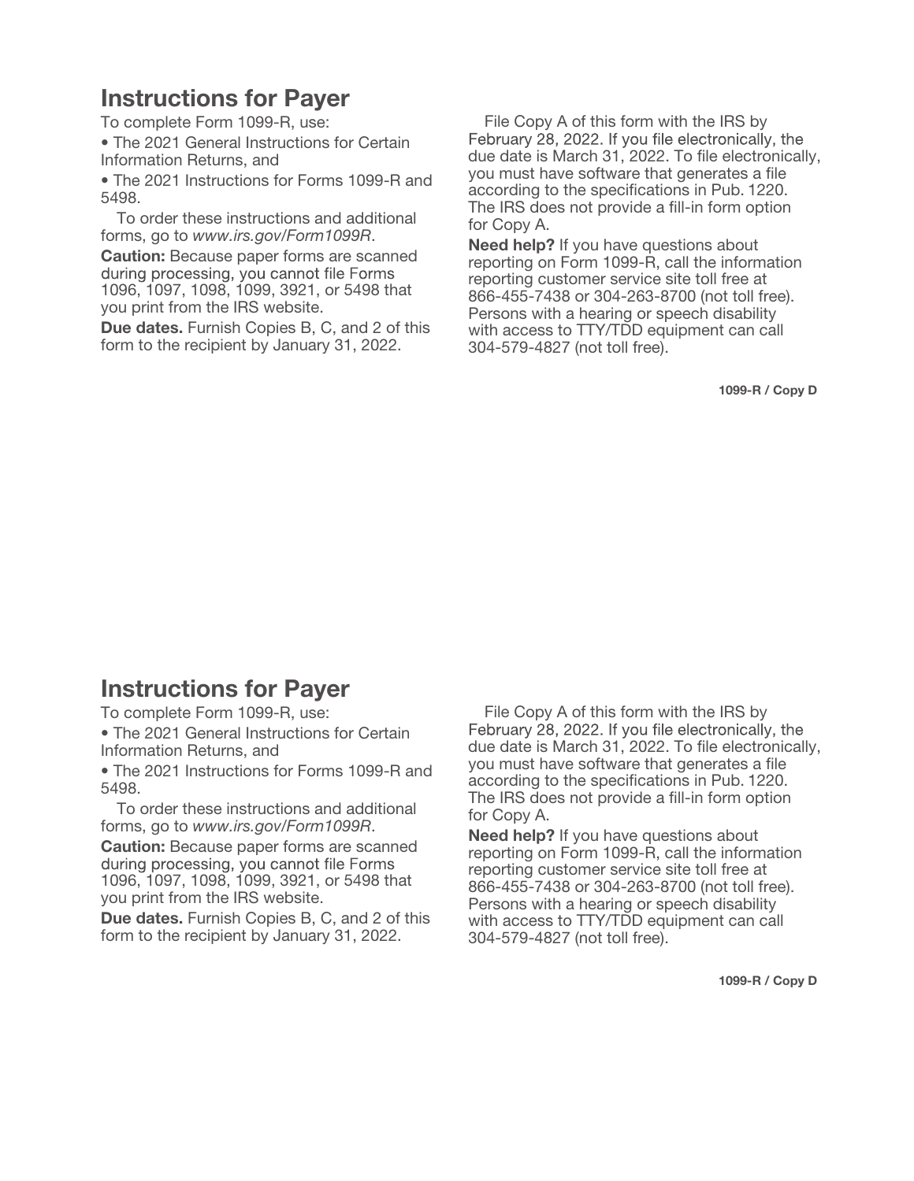## Instructions for Payer

To complete Form 1099-R, use:

- The 2021 General Instructions for Certain Information Returns, and
- The 2021 Instructions for Forms 1099-R and 5498.

To order these instructions and additional forms, go to *www.irs.gov/Form1099R*.

**Caution:** Because paper forms are scanned during processing, you cannot file Forms 1096, 1097, 1098, 1099, 3921, or 5498 that you print from the IRS website.

**Due dates.** Furnish Copies B, C, and 2 of this form to the recipient by January 31, 2022.

File Copy A of this form with the IRS by February 28, 2022. If you file electronically, the due date is March 31, 2022. To file electronically, you must have software that generates a file according to the specifications in Pub. 1220. The IRS does not provide a fill-in form option for Copy A.

**Need help?** If you have questions about reporting on Form 1099-R, call the information reporting customer service site toll free at 866-455-7438 or 304-263-8700 (not toll free). Persons with a hearing or speech disability with access to TTY/TDD equipment can call 304-579-4827 (not toll free).

**1099-R / Copy D**

## Instructions for Payer

To complete Form 1099-R, use:

- The 2021 General Instructions for Certain Information Returns, and
- The 2021 Instructions for Forms 1099-R and 5498.

To order these instructions and additional forms, go to *www.irs.gov/Form1099R*.

**Caution:** Because paper forms are scanned during processing, you cannot file Forms 1096, 1097, 1098, 1099, 3921, or 5498 that you print from the IRS website.

**Due dates.** Furnish Copies B, C, and 2 of this form to the recipient by January 31, 2022.

File Copy A of this form with the IRS by February 28, 2022. If you file electronically, the due date is March 31, 2022. To file electronically, you must have software that generates a file according to the specifications in Pub. 1220. The IRS does not provide a fill-in form option for Copy A.

**Need help?** If you have questions about reporting on Form 1099-R, call the information reporting customer service site toll free at 866-455-7438 or 304-263-8700 (not toll free). Persons with a hearing or speech disability with access to TTY/TDD equipment can call 304-579-4827 (not toll free).

**1099-R / Copy D**